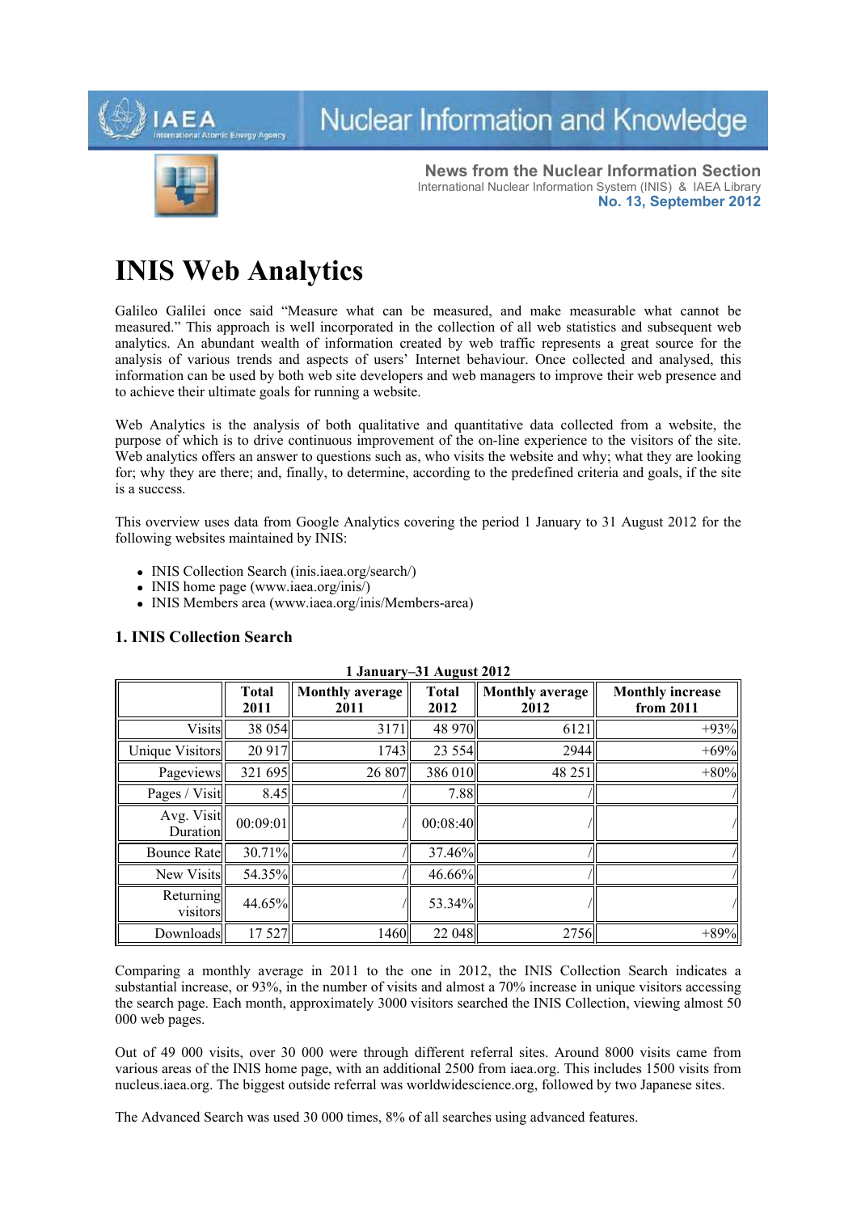IAEA International Atomic Energy Agency

Nuclear Information and Knowledge

**News from the Nuclear Information Section**
International Nuclear Information System (INIS) & IAEA Library
**No. 13, September 2012**

# INIS Web Analytics

Galileo Galilei once said "Measure what can be measured, and make measurable what cannot be measured." This approach is well incorporated in the collection of all web statistics and subsequent web analytics. An abundant wealth of information created by web traffic represents a great source for the analysis of various trends and aspects of users' Internet behaviour. Once collected and analysed, this information can be used by both web site developers and web managers to improve their web presence and to achieve their ultimate goals for running a website.

Web Analytics is the analysis of both qualitative and quantitative data collected from a website, the purpose of which is to drive continuous improvement of the on-line experience to the visitors of the site. Web analytics offers an answer to questions such as, who visits the website and why; what they are looking for; why they are there; and, finally, to determine, according to the predefined criteria and goals, if the site is a success.

This overview uses data from Google Analytics covering the period 1 January to 31 August 2012 for the following websites maintained by INIS:

- INIS Collection Search (inis.iaea.org/search/)
- INIS home page (www.iaea.org/inis/)
- INIS Members area (www.iaea.org/inis/Members-area)

### 1. INIS Collection Search

**1 January–31 August 2012**

| | Total 2011 | Monthly average 2011 | Total 2012 | Monthly average 2012 | Monthly increase from 2011 |
|---|---|---|---|---|---|
| Visits | 38 054 | 3171 | 48 970 | 6121 | +93% |
| Unique Visitors | 20 917 | 1743 | 23 554 | 2944 | +69% |
| Pageviews | 321 695 | 26 807 | 386 010 | 48 251 | +80% |
| Pages / Visit | 8.45 | / | 7.88 | / | / |
| Avg. Visit Duration | 00:09:01 | / | 00:08:40 | / | / |
| Bounce Rate | 30.71% | / | 37.46% | / | / |
| New Visits | 54.35% | / | 46.66% | / | / |
| Returning visitors | 44.65% | / | 53.34% | / | / |
| Downloads | 17 527 | 1460 | 22 048 | 2756 | +89% |

Comparing a monthly average in 2011 to the one in 2012, the INIS Collection Search indicates a substantial increase, or 93%, in the number of visits and almost a 70% increase in unique visitors accessing the search page. Each month, approximately 3000 visitors searched the INIS Collection, viewing almost 50 000 web pages.

Out of 49 000 visits, over 30 000 were through different referral sites. Around 8000 visits came from various areas of the INIS home page, with an additional 2500 from iaea.org. This includes 1500 visits from nucleus.iaea.org. The biggest outside referral was worldwidescience.org, followed by two Japanese sites.

The Advanced Search was used 30 000 times, 8% of all searches using advanced features.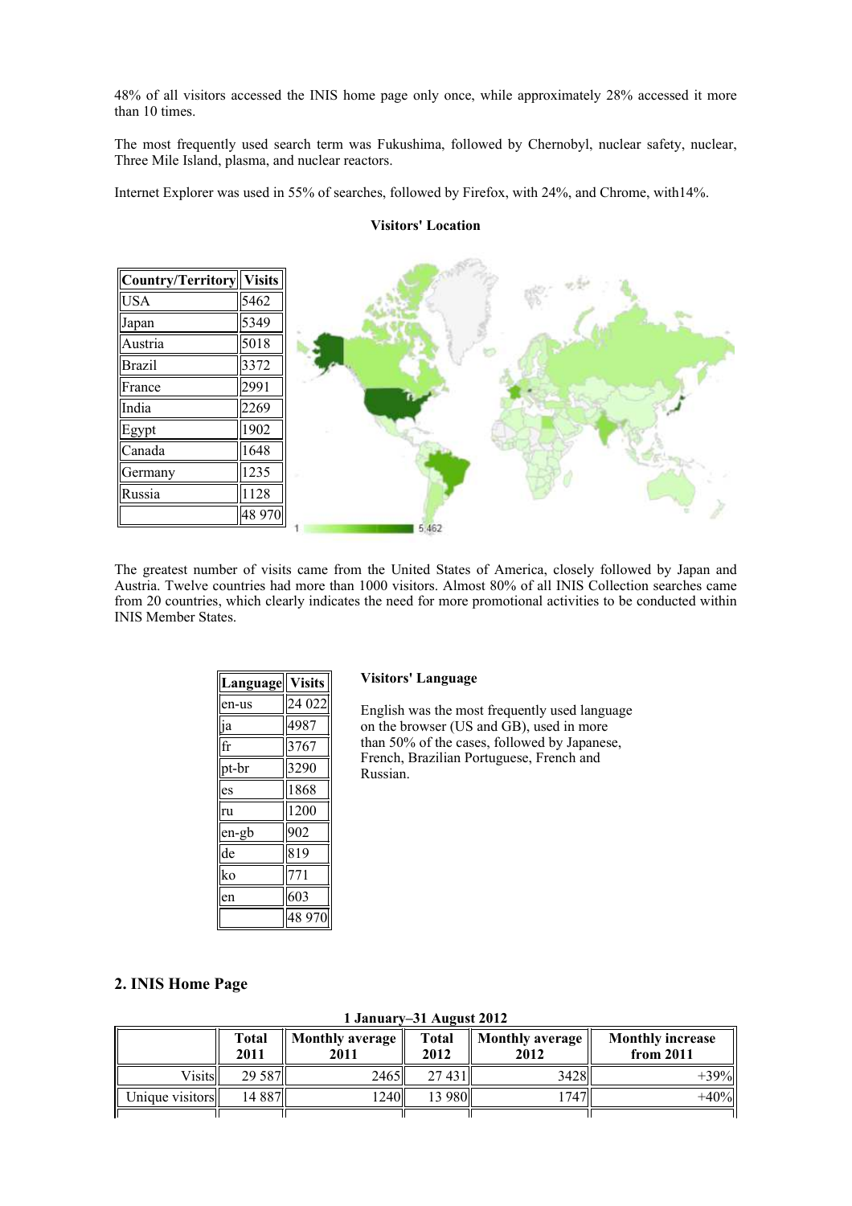48% of all visitors accessed the INIS home page only once, while approximately 28% accessed it more than 10 times.

The most frequently used search term was Fukushima, followed by Chernobyl, nuclear safety, nuclear, Three Mile Island, plasma, and nuclear reactors.

Internet Explorer was used in 55% of searches, followed by Firefox, with 24%, and Chrome, with14%.

**Visitors' Location**

| Country/Territory | Visits |
|---|---|
| USA | 5462 |
| Japan | 5349 |
| Austria | 5018 |
| Brazil | 3372 |
| France | 2991 |
| India | 2269 |
| Egypt | 1902 |
| Canada | 1648 |
| Germany | 1235 |
| Russia | 1128 |
| | 48 970 |

The greatest number of visits came from the United States of America, closely followed by Japan and Austria. Twelve countries had more than 1000 visitors. Almost 80% of all INIS Collection searches came from 20 countries, which clearly indicates the need for more promotional activities to be conducted within INIS Member States.

**Visitors' Language**

| Language | Visits |
|---|---|
| en-us | 24 022 |
| ja | 4987 |
| fr | 3767 |
| pt-br | 3290 |
| es | 1868 |
| ru | 1200 |
| en-gb | 902 |
| de | 819 |
| ko | 771 |
| en | 603 |
| | 48 970 |

English was the most frequently used language on the browser (US and GB), used in more than 50% of the cases, followed by Japanese, French, Brazilian Portuguese, French and Russian.

## 2. INIS Home Page

**1 January–31 August 2012**

| | Total 2011 | Monthly average 2011 | Total 2012 | Monthly average 2012 | Monthly increase from 2011 |
|---|---|---|---|---|---|
| Visits | 29 587 | 2465 | 27 431 | 3428 | +39% |
| Unique visitors | 14 887 | 1240 | 13 980 | 1747 | +40% |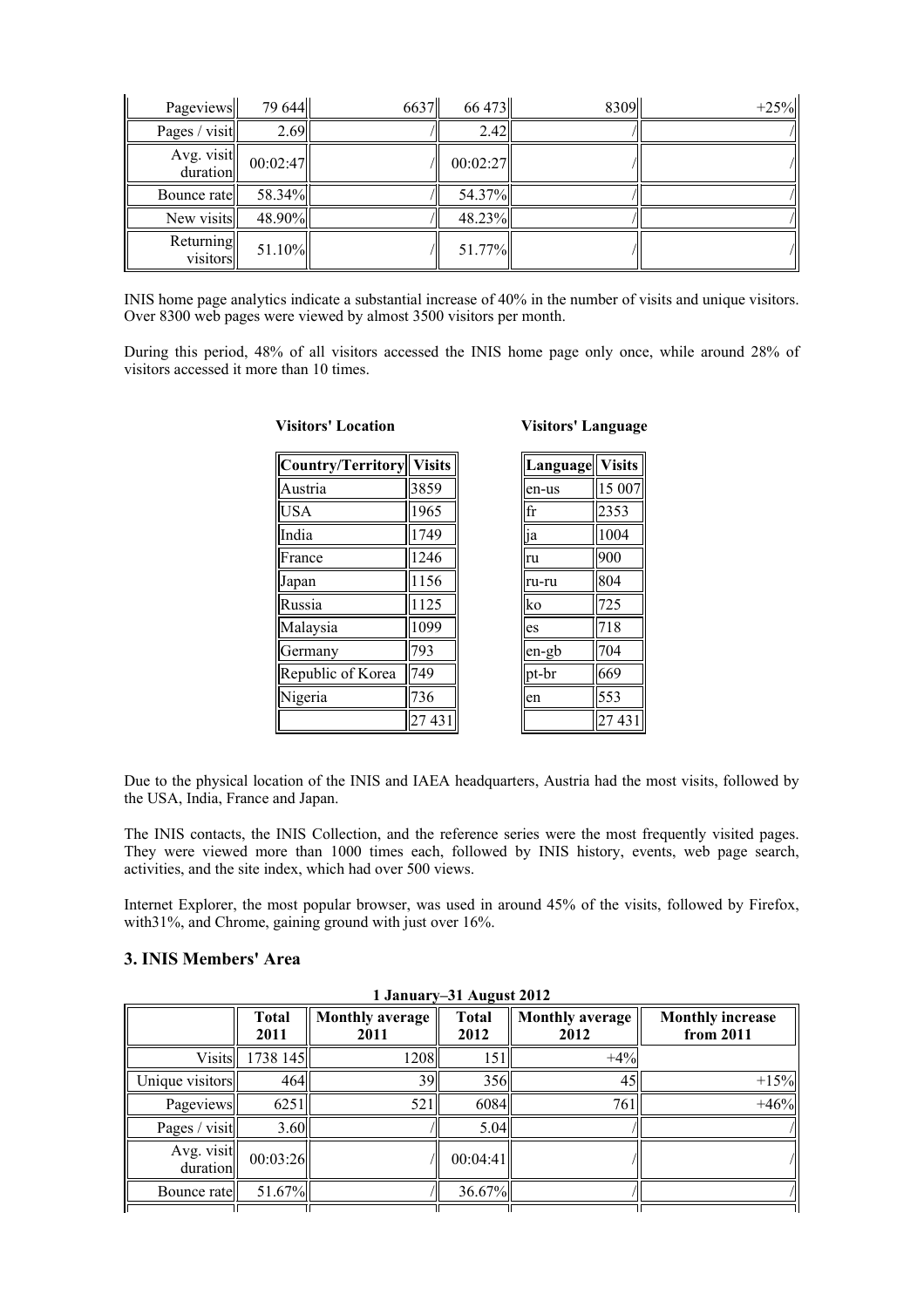| Pageviews | 79 644 | 6637 | 66 473 | 8309 | +25% |
|---|---|---|---|---|---|
| Pages / visit | 2.69 | / | 2.42 | / | / |
| Avg. visit duration | 00:02:47 | / | 00:02:27 | / | / |
| Bounce rate | 58.34% | / | 54.37% | / | / |
| New visits | 48.90% | / | 48.23% | / | / |
| Returning visitors | 51.10% | / | 51.77% | / | / |

INIS home page analytics indicate a substantial increase of 40% in the number of visits and unique visitors. Over 8300 web pages were viewed by almost 3500 visitors per month.

During this period, 48% of all visitors accessed the INIS home page only once, while around 28% of visitors accessed it more than 10 times.

**Visitors' Location**

| Country/Territory | Visits |
|---|---|
| Austria | 3859 |
| USA | 1965 |
| India | 1749 |
| France | 1246 |
| Japan | 1156 |
| Russia | 1125 |
| Malaysia | 1099 |
| Germany | 793 |
| Republic of Korea | 749 |
| Nigeria | 736 |
| | 27 431 |

**Visitors' Language**

| Language | Visits |
|---|---|
| en-us | 15 007 |
| fr | 2353 |
| ja | 1004 |
| ru | 900 |
| ru-ru | 804 |
| ko | 725 |
| es | 718 |
| en-gb | 704 |
| pt-br | 669 |
| en | 553 |
| | 27 431 |

Due to the physical location of the INIS and IAEA headquarters, Austria had the most visits, followed by the USA, India, France and Japan.

The INIS contacts, the INIS Collection, and the reference series were the most frequently visited pages. They were viewed more than 1000 times each, followed by INIS history, events, web page search, activities, and the site index, which had over 500 views.

Internet Explorer, the most popular browser, was used in around 45% of the visits, followed by Firefox, with31%, and Chrome, gaining ground with just over 16%.

## 3. INIS Members' Area

**1 January–31 August 2012**

| | Total 2011 | Monthly average 2011 | Total 2012 | Monthly average 2012 | Monthly increase from 2011 |
|---|---|---|---|---|---|
| Visits | 1738 145 | 1208 | 151 | +4% | |
| Unique visitors | 464 | 39 | 356 | 45 | +15% |
| Pageviews | 6251 | 521 | 6084 | 761 | +46% |
| Pages / visit | 3.60 | / | 5.04 | / | / |
| Avg. visit duration | 00:03:26 | / | 00:04:41 | / | / |
| Bounce rate | 51.67% | / | 36.67% | / | / |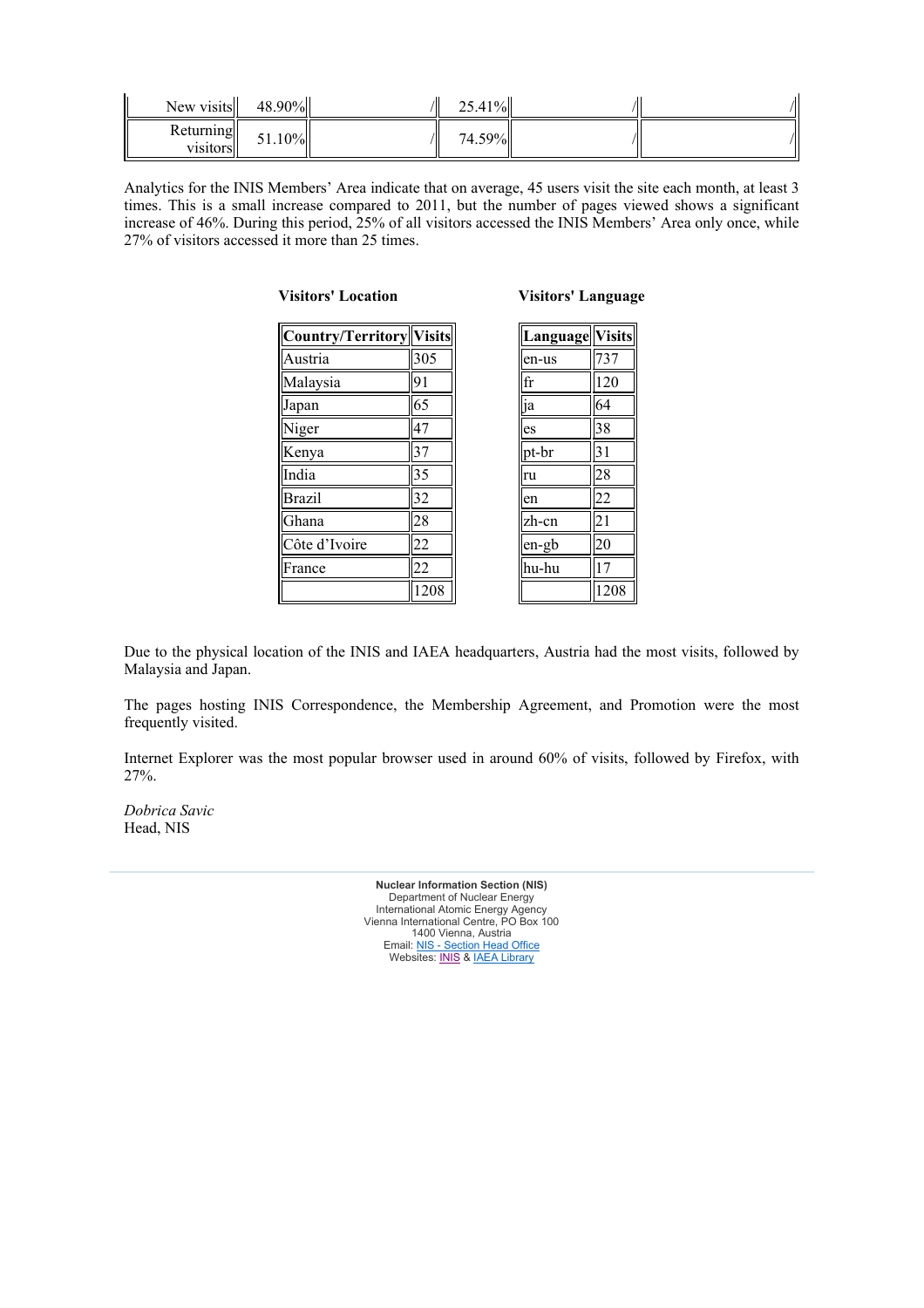| | | | | | |
|---|---|---|---|---|---|
| New visits | 48.90% | / | 25.41% | / | / |
| Returning visitors | 51.10% | / | 74.59% | / | / |

Analytics for the INIS Members' Area indicate that on average, 45 users visit the site each month, at least 3 times. This is a small increase compared to 2011, but the number of pages viewed shows a significant increase of 46%. During this period, 25% of all visitors accessed the INIS Members' Area only once, while 27% of visitors accessed it more than 25 times.

**Visitors' Location**

| Country/Territory | Visits |
|---|---|
| Austria | 305 |
| Malaysia | 91 |
| Japan | 65 |
| Niger | 47 |
| Kenya | 37 |
| India | 35 |
| Brazil | 32 |
| Ghana | 28 |
| Côte d'Ivoire | 22 |
| France | 22 |
| | 1208 |

**Visitors' Language**

| Language | Visits |
|---|---|
| en-us | 737 |
| fr | 120 |
| ja | 64 |
| es | 38 |
| pt-br | 31 |
| ru | 28 |
| en | 22 |
| zh-cn | 21 |
| en-gb | 20 |
| hu-hu | 17 |
| | 1208 |

Due to the physical location of the INIS and IAEA headquarters, Austria had the most visits, followed by Malaysia and Japan.

The pages hosting INIS Correspondence, the Membership Agreement, and Promotion were the most frequently visited.

Internet Explorer was the most popular browser used in around 60% of visits, followed by Firefox, with 27%.

*Dobrica Savic*
Head, NIS

**Nuclear Information Section (NIS)**
Department of Nuclear Energy
International Atomic Energy Agency
Vienna International Centre, PO Box 100
1400 Vienna, Austria
Email: NIS - Section Head Office
Websites: INIS & IAEA Library